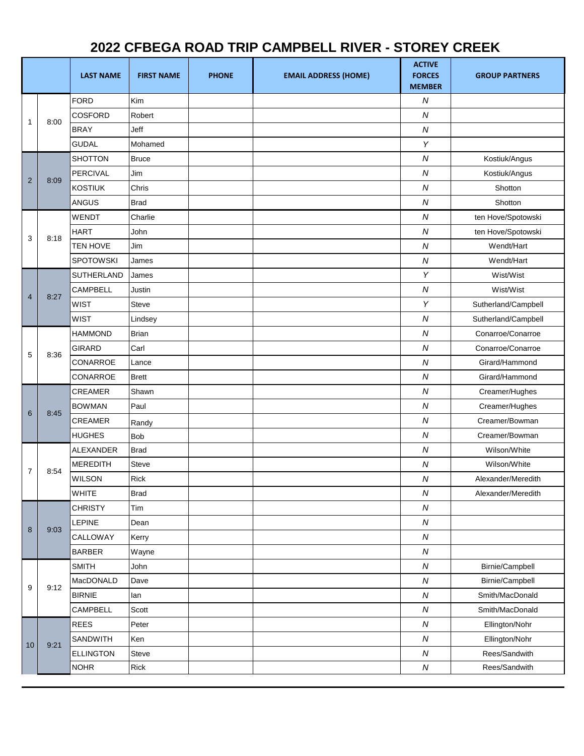# 2022 CFBEGA ROAD TRIP CAMPBELL RIVER - STOREY CREEK

| | | LAST NAME | FIRST NAME | PHONE | EMAIL ADDRESS (HOME) | ACTIVE FORCES MEMBER | GROUP PARTNERS |
|---|---|---|---|---|---|---|---|
| 1 | 8:00 | FORD | Kim | | | N | |
| | | COSFORD | Robert | | | N | |
| | | BRAY | Jeff | | | N | |
| | | GUDAL | Mohamed | | | Y | |
| 2 | 8:09 | SHOTTON | Bruce | | | N | Kostiuk/Angus |
| | | PERCIVAL | Jim | | | N | Kostiuk/Angus |
| | | KOSTIUK | Chris | | | N | Shotton |
| | | ANGUS | Brad | | | N | Shotton |
| 3 | 8:18 | WENDT | Charlie | | | N | ten Hove/Spotowski |
| | | HART | John | | | N | ten Hove/Spotowski |
| | | TEN HOVE | Jim | | | N | Wendt/Hart |
| | | SPOTOWSKI | James | | | N | Wendt/Hart |
| 4 | 8:27 | SUTHERLAND | James | | | Y | Wist/Wist |
| | | CAMPBELL | Justin | | | N | Wist/Wist |
| | | WIST | Steve | | | Y | Sutherland/Campbell |
| | | WIST | Lindsey | | | N | Sutherland/Campbell |
| 5 | 8:36 | HAMMOND | Brian | | | N | Conarroe/Conarroe |
| | | GIRARD | Carl | | | N | Conarroe/Conarroe |
| | | CONARROE | Lance | | | N | Girard/Hammond |
| | | CONARROE | Brett | | | N | Girard/Hammond |
| 6 | 8:45 | CREAMER | Shawn | | | N | Creamer/Hughes |
| | | BOWMAN | Paul | | | N | Creamer/Hughes |
| | | CREAMER | Randy | | | N | Creamer/Bowman |
| | | HUGHES | Bob | | | N | Creamer/Bowman |
| 7 | 8:54 | ALEXANDER | Brad | | | N | Wilson/White |
| | | MEREDITH | Steve | | | N | Wilson/White |
| | | WILSON | Rick | | | N | Alexander/Meredith |
| | | WHITE | Brad | | | N | Alexander/Meredith |
| 8 | 9:03 | CHRISTY | Tim | | | N | |
| | | LEPINE | Dean | | | N | |
| | | CALLOWAY | Kerry | | | N | |
| | | BARBER | Wayne | | | N | |
| 9 | 9:12 | SMITH | John | | | N | Birnie/Campbell |
| | | MacDONALD | Dave | | | N | Birnie/Campbell |
| | | BIRNIE | Ian | | | N | Smith/MacDonald |
| | | CAMPBELL | Scott | | | N | Smith/MacDonald |
| 10 | 9:21 | REES | Peter | | | N | Ellington/Nohr |
| | | SANDWITH | Ken | | | N | Ellington/Nohr |
| | | ELLINGTON | Steve | | | N | Rees/Sandwith |
| | | NOHR | Rick | | | N | Rees/Sandwith |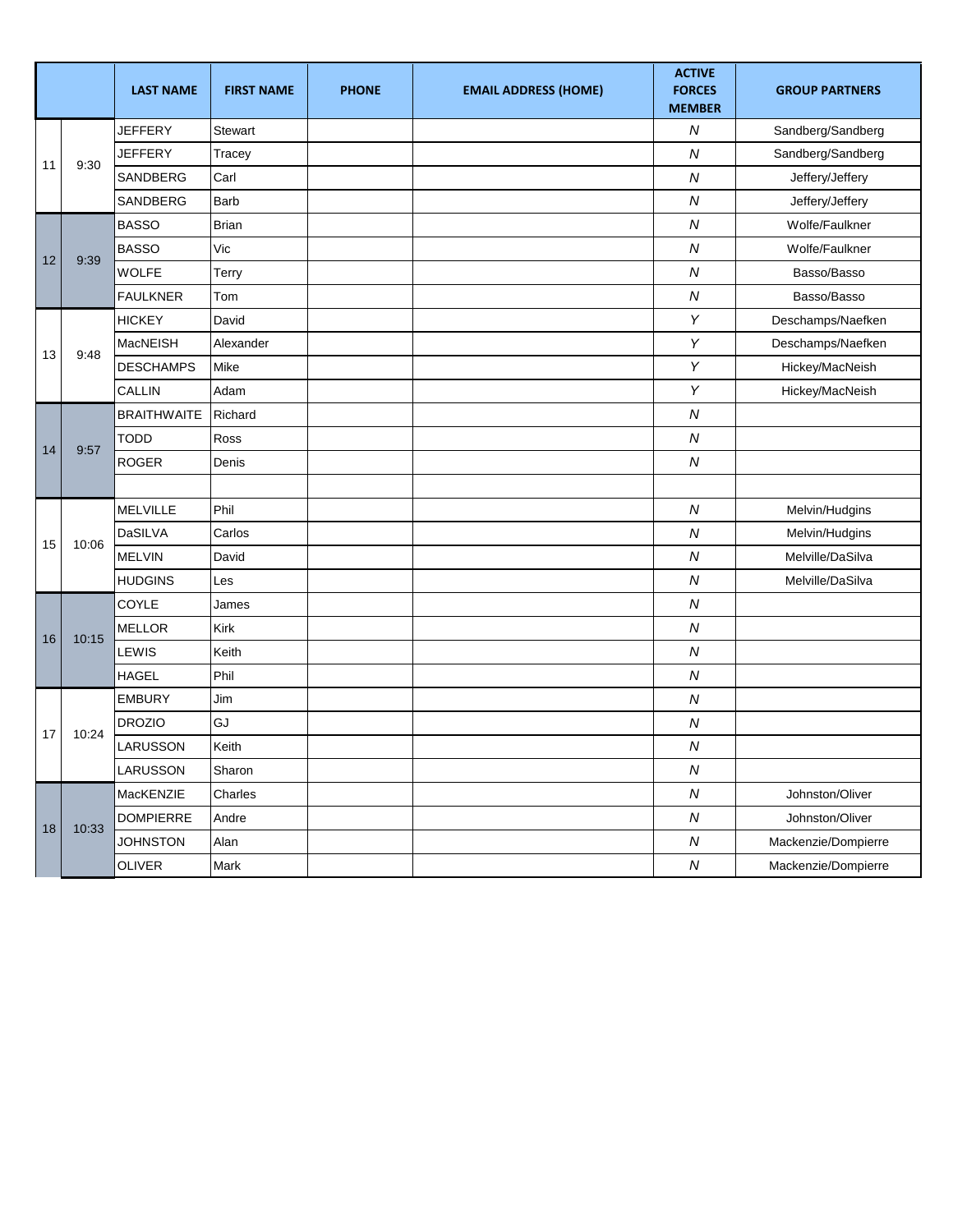| | | LAST NAME | FIRST NAME | PHONE | EMAIL ADDRESS (HOME) | ACTIVE FORCES MEMBER | GROUP PARTNERS |
|---|---|---|---|---|---|---|---|
| 11 | 9:30 | JEFFERY | Stewart | | | N | Sandberg/Sandberg |
| | | JEFFERY | Tracey | | | N | Sandberg/Sandberg |
| | | SANDBERG | Carl | | | N | Jeffery/Jeffery |
| | | SANDBERG | Barb | | | N | Jeffery/Jeffery |
| 12 | 9:39 | BASSO | Brian | | | N | Wolfe/Faulkner |
| | | BASSO | Vic | | | N | Wolfe/Faulkner |
| | | WOLFE | Terry | | | N | Basso/Basso |
| | | FAULKNER | Tom | | | N | Basso/Basso |
| 13 | 9:48 | HICKEY | David | | | Y | Deschamps/Naefken |
| | | MacNEISH | Alexander | | | Y | Deschamps/Naefken |
| | | DESCHAMPS | Mike | | | Y | Hickey/MacNeish |
| | | CALLIN | Adam | | | Y | Hickey/MacNeish |
| 14 | 9:57 | BRAITHWAITE | Richard | | | N | |
| | | TODD | Ross | | | N | |
| | | ROGER | Denis | | | N | |
| | | | | | | | |
| 15 | 10:06 | MELVILLE | Phil | | | N | Melvin/Hudgins |
| | | DaSILVA | Carlos | | | N | Melvin/Hudgins |
| | | MELVIN | David | | | N | Melville/DaSilva |
| | | HUDGINS | Les | | | N | Melville/DaSilva |
| 16 | 10:15 | COYLE | James | | | N | |
| | | MELLOR | Kirk | | | N | |
| | | LEWIS | Keith | | | N | |
| | | HAGEL | Phil | | | N | |
| 17 | 10:24 | EMBURY | Jim | | | N | |
| | | DROZIO | GJ | | | N | |
| | | LARUSSON | Keith | | | N | |
| | | LARUSSON | Sharon | | | N | |
| 18 | 10:33 | MacKENZIE | Charles | | | N | Johnston/Oliver |
| | | DOMPIERRE | Andre | | | N | Johnston/Oliver |
| | | JOHNSTON | Alan | | | N | Mackenzie/Dompierre |
| | | OLIVER | Mark | | | N | Mackenzie/Dompierre |